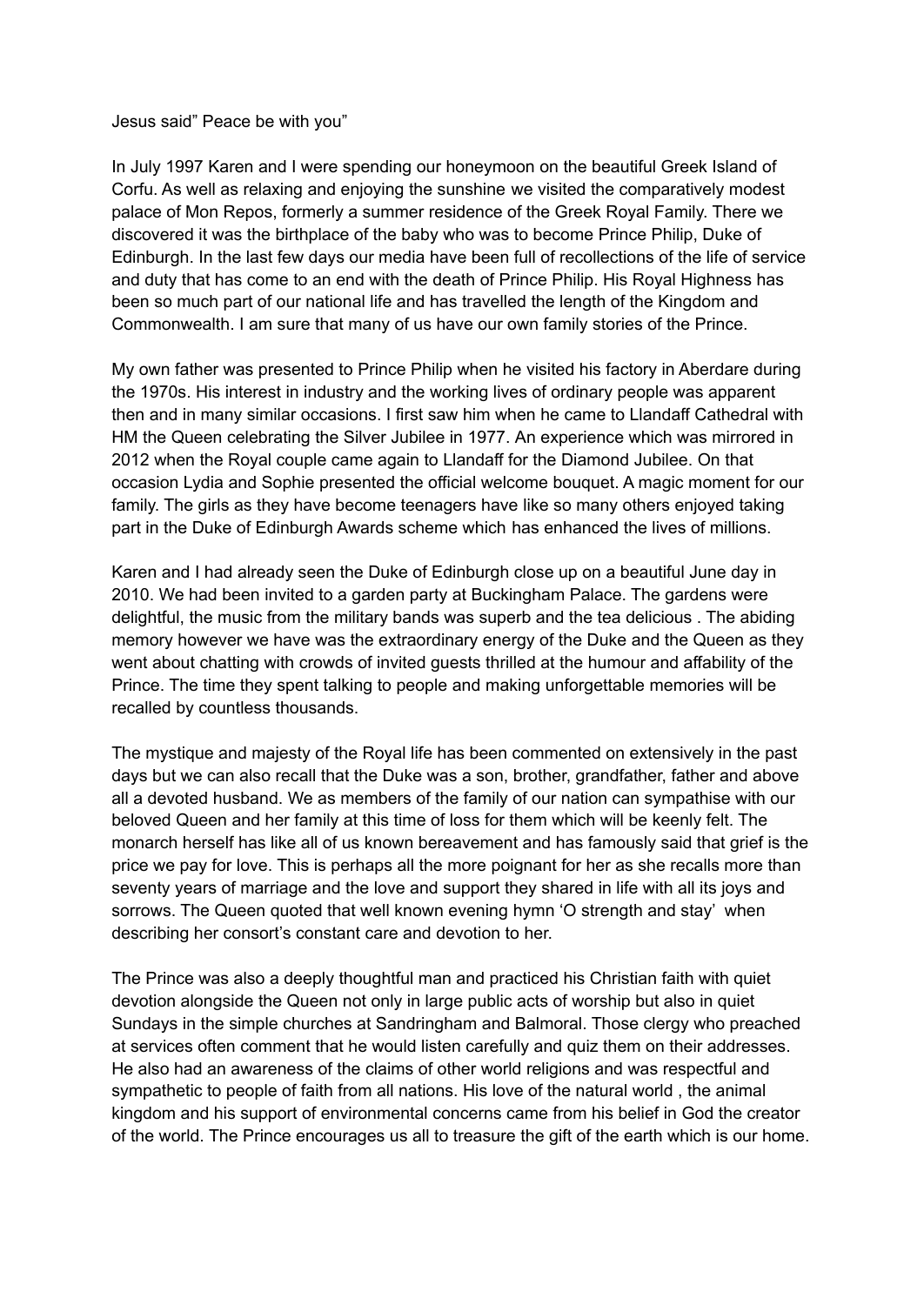Jesus said" Peace be with you"

In July 1997 Karen and I were spending our honeymoon on the beautiful Greek Island of Corfu. As well as relaxing and enjoying the sunshine we visited the comparatively modest palace of Mon Repos, formerly a summer residence of the Greek Royal Family. There we discovered it was the birthplace of the baby who was to become Prince Philip, Duke of Edinburgh. In the last few days our media have been full of recollections of the life of service and duty that has come to an end with the death of Prince Philip. His Royal Highness has been so much part of our national life and has travelled the length of the Kingdom and Commonwealth. I am sure that many of us have our own family stories of the Prince.

My own father was presented to Prince Philip when he visited his factory in Aberdare during the 1970s. His interest in industry and the working lives of ordinary people was apparent then and in many similar occasions. I first saw him when he came to Llandaff Cathedral with HM the Queen celebrating the Silver Jubilee in 1977. An experience which was mirrored in 2012 when the Royal couple came again to Llandaff for the Diamond Jubilee. On that occasion Lydia and Sophie presented the official welcome bouquet. A magic moment for our family. The girls as they have become teenagers have like so many others enjoyed taking part in the Duke of Edinburgh Awards scheme which has enhanced the lives of millions.

Karen and I had already seen the Duke of Edinburgh close up on a beautiful June day in 2010. We had been invited to a garden party at Buckingham Palace. The gardens were delightful, the music from the military bands was superb and the tea delicious . The abiding memory however we have was the extraordinary energy of the Duke and the Queen as they went about chatting with crowds of invited guests thrilled at the humour and affability of the Prince. The time they spent talking to people and making unforgettable memories will be recalled by countless thousands.

The mystique and majesty of the Royal life has been commented on extensively in the past days but we can also recall that the Duke was a son, brother, grandfather, father and above all a devoted husband. We as members of the family of our nation can sympathise with our beloved Queen and her family at this time of loss for them which will be keenly felt. The monarch herself has like all of us known bereavement and has famously said that grief is the price we pay for love. This is perhaps all the more poignant for her as she recalls more than seventy years of marriage and the love and support they shared in life with all its joys and sorrows. The Queen quoted that well known evening hymn 'O strength and stay' when describing her consort's constant care and devotion to her.

The Prince was also a deeply thoughtful man and practiced his Christian faith with quiet devotion alongside the Queen not only in large public acts of worship but also in quiet Sundays in the simple churches at Sandringham and Balmoral. Those clergy who preached at services often comment that he would listen carefully and quiz them on their addresses. He also had an awareness of the claims of other world religions and was respectful and sympathetic to people of faith from all nations. His love of the natural world , the animal kingdom and his support of environmental concerns came from his belief in God the creator of the world. The Prince encourages us all to treasure the gift of the earth which is our home.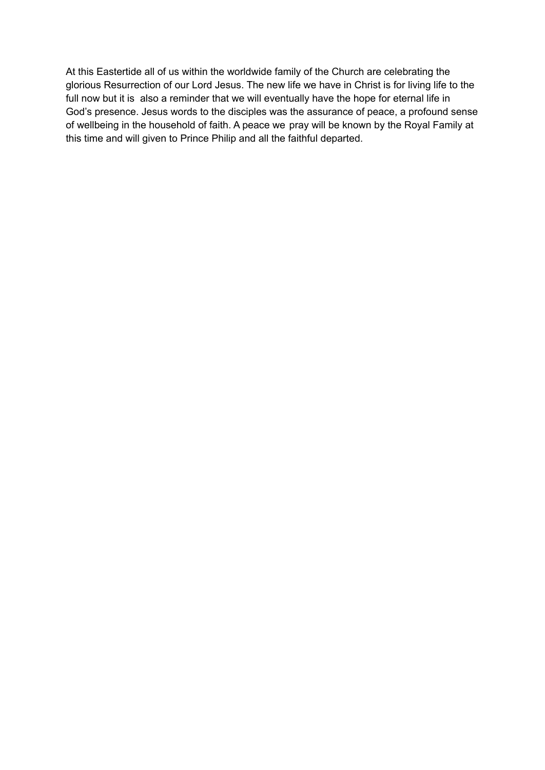At this Eastertide all of us within the worldwide family of the Church are celebrating the glorious Resurrection of our Lord Jesus. The new life we have in Christ is for living life to the full now but it is also a reminder that we will eventually have the hope for eternal life in God's presence. Jesus words to the disciples was the assurance of peace, a profound sense of wellbeing in the household of faith. A peace we pray will be known by the Royal Family at this time and will given to Prince Philip and all the faithful departed.